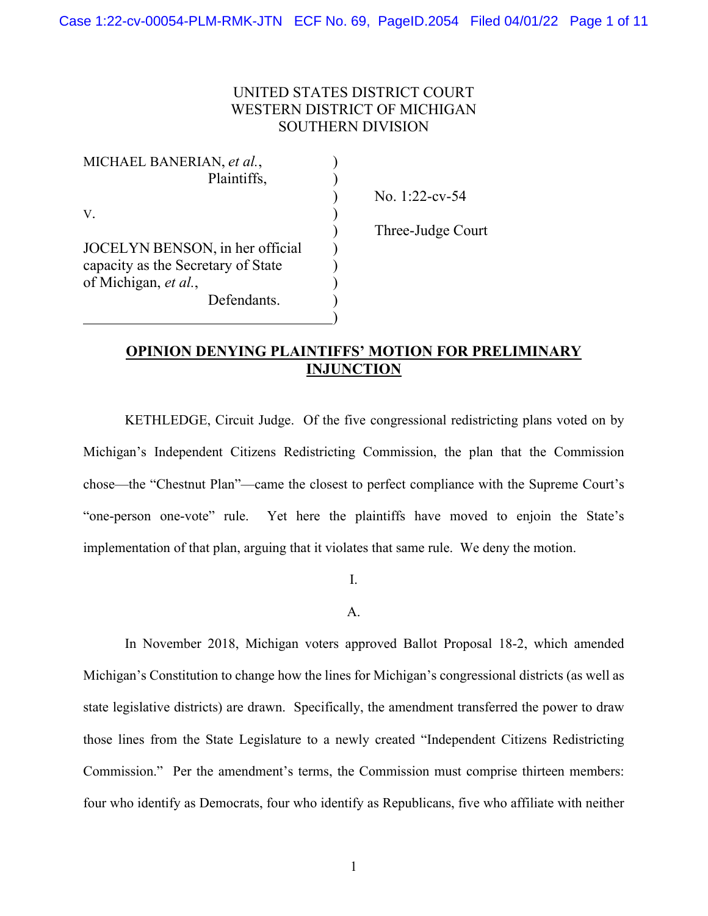UNITED STATES DISTRICT COURT
WESTERN DISTRICT OF MICHIGAN
SOUTHERN DIVISION

| | | |
|---|---|---|
| MICHAEL BANERIAN, *et al.*, Plaintiffs, | ) | No. 1:22-cv-54 |
| v. | ) | Three-Judge Court |
| JOCELYN BENSON, in her official capacity as the Secretary of State of Michigan, *et al.*, Defendants. | ) | |

## **OPINION DENYING PLAINTIFFS' MOTION FOR PRELIMINARY INJUNCTION**

KETHLEDGE, Circuit Judge. Of the five congressional redistricting plans voted on by Michigan's Independent Citizens Redistricting Commission, the plan that the Commission chose—the "Chestnut Plan"—came the closest to perfect compliance with the Supreme Court's "one-person one-vote" rule. Yet here the plaintiffs have moved to enjoin the State's implementation of that plan, arguing that it violates that same rule. We deny the motion.

### I.

#### A.

In November 2018, Michigan voters approved Ballot Proposal 18-2, which amended Michigan's Constitution to change how the lines for Michigan's congressional districts (as well as state legislative districts) are drawn. Specifically, the amendment transferred the power to draw those lines from the State Legislature to a newly created "Independent Citizens Redistricting Commission." Per the amendment's terms, the Commission must comprise thirteen members: four who identify as Democrats, four who identify as Republicans, five who affiliate with neither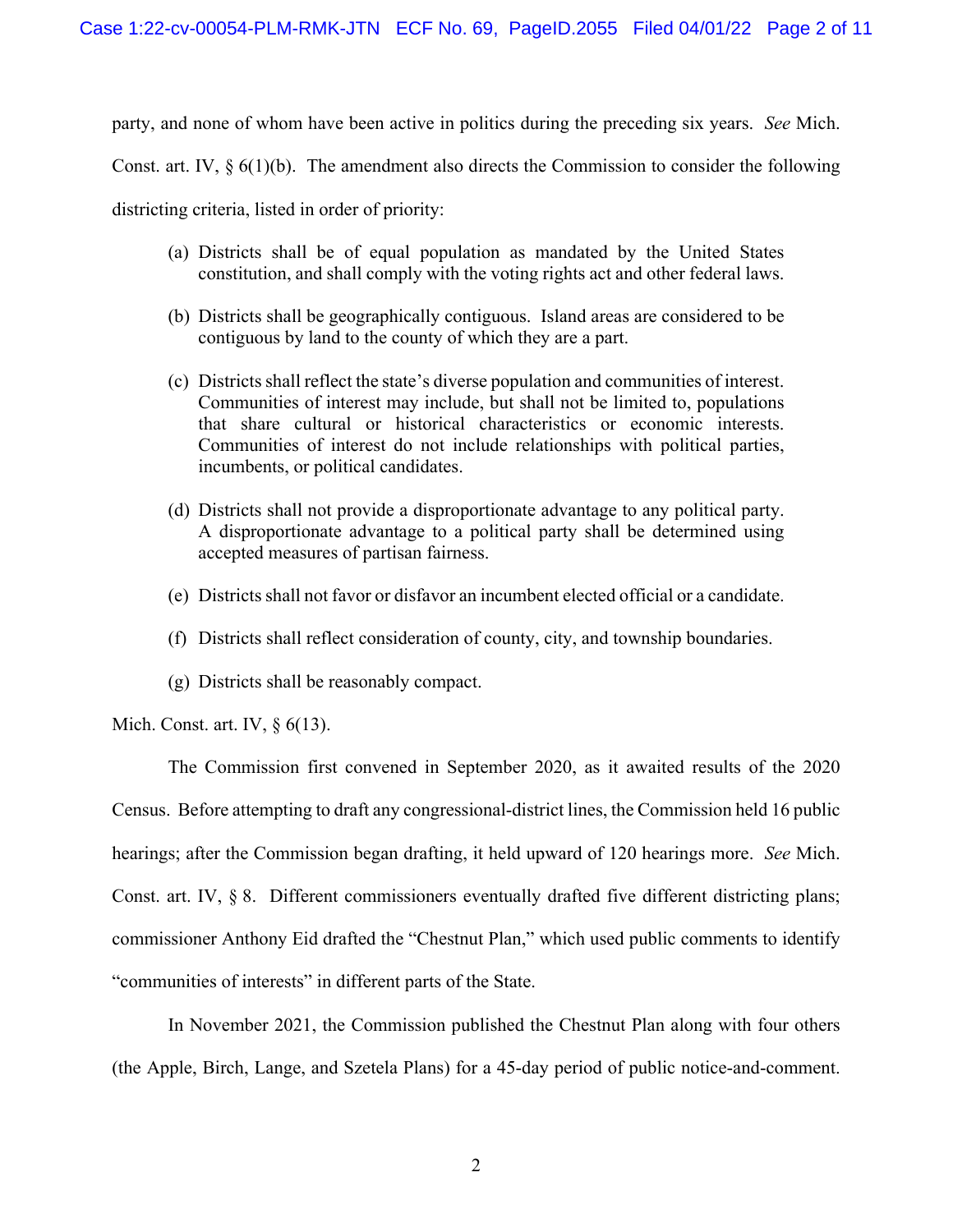party, and none of whom have been active in politics during the preceding six years. *See* Mich. Const. art. IV, § 6(1)(b). The amendment also directs the Commission to consider the following districting criteria, listed in order of priority:

> (a) Districts shall be of equal population as mandated by the United States constitution, and shall comply with the voting rights act and other federal laws.
>
> (b) Districts shall be geographically contiguous. Island areas are considered to be contiguous by land to the county of which they are a part.
>
> (c) Districts shall reflect the state's diverse population and communities of interest. Communities of interest may include, but shall not be limited to, populations that share cultural or historical characteristics or economic interests. Communities of interest do not include relationships with political parties, incumbents, or political candidates.
>
> (d) Districts shall not provide a disproportionate advantage to any political party. A disproportionate advantage to a political party shall be determined using accepted measures of partisan fairness.
>
> (e) Districts shall not favor or disfavor an incumbent elected official or a candidate.
>
> (f) Districts shall reflect consideration of county, city, and township boundaries.
>
> (g) Districts shall be reasonably compact.

Mich. Const. art. IV, § 6(13).

The Commission first convened in September 2020, as it awaited results of the 2020 Census. Before attempting to draft any congressional-district lines, the Commission held 16 public hearings; after the Commission began drafting, it held upward of 120 hearings more. *See* Mich. Const. art. IV, § 8. Different commissioners eventually drafted five different districting plans; commissioner Anthony Eid drafted the "Chestnut Plan," which used public comments to identify "communities of interests" in different parts of the State.

In November 2021, the Commission published the Chestnut Plan along with four others (the Apple, Birch, Lange, and Szetela Plans) for a 45-day period of public notice-and-comment.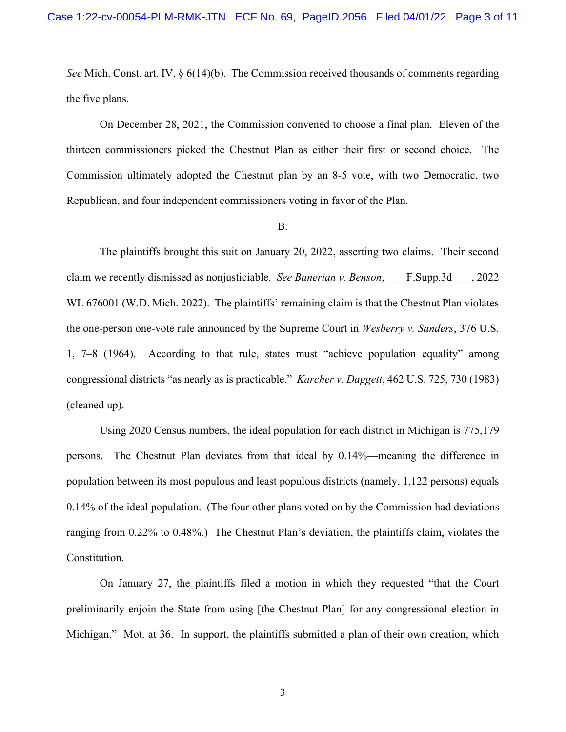*See* Mich. Const. art. IV, § 6(14)(b). The Commission received thousands of comments regarding the five plans.

On December 28, 2021, the Commission convened to choose a final plan. Eleven of the thirteen commissioners picked the Chestnut Plan as either their first or second choice. The Commission ultimately adopted the Chestnut plan by an 8-5 vote, with two Democratic, two Republican, and four independent commissioners voting in favor of the Plan.

B.

The plaintiffs brought this suit on January 20, 2022, asserting two claims. Their second claim we recently dismissed as nonjusticiable. *See Banerian v. Benson*, ___ F.Supp.3d ___, 2022 WL 676001 (W.D. Mich. 2022). The plaintiffs' remaining claim is that the Chestnut Plan violates the one-person one-vote rule announced by the Supreme Court in *Wesberry v. Sanders*, 376 U.S. 1, 7–8 (1964). According to that rule, states must "achieve population equality" among congressional districts "as nearly as is practicable." *Karcher v. Daggett*, 462 U.S. 725, 730 (1983) (cleaned up).

Using 2020 Census numbers, the ideal population for each district in Michigan is 775,179 persons. The Chestnut Plan deviates from that ideal by 0.14%—meaning the difference in population between its most populous and least populous districts (namely, 1,122 persons) equals 0.14% of the ideal population. (The four other plans voted on by the Commission had deviations ranging from 0.22% to 0.48%.) The Chestnut Plan's deviation, the plaintiffs claim, violates the Constitution.

On January 27, the plaintiffs filed a motion in which they requested "that the Court preliminarily enjoin the State from using [the Chestnut Plan] for any congressional election in Michigan." Mot. at 36. In support, the plaintiffs submitted a plan of their own creation, which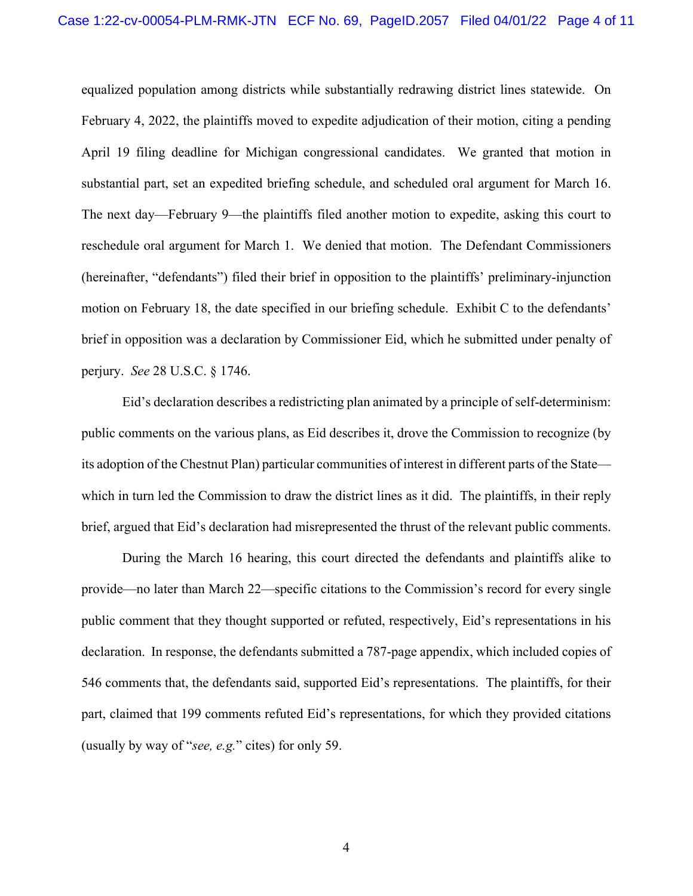equalized population among districts while substantially redrawing district lines statewide. On February 4, 2022, the plaintiffs moved to expedite adjudication of their motion, citing a pending April 19 filing deadline for Michigan congressional candidates. We granted that motion in substantial part, set an expedited briefing schedule, and scheduled oral argument for March 16. The next day—February 9—the plaintiffs filed another motion to expedite, asking this court to reschedule oral argument for March 1. We denied that motion. The Defendant Commissioners (hereinafter, "defendants") filed their brief in opposition to the plaintiffs' preliminary-injunction motion on February 18, the date specified in our briefing schedule. Exhibit C to the defendants' brief in opposition was a declaration by Commissioner Eid, which he submitted under penalty of perjury. *See* 28 U.S.C. § 1746.

Eid's declaration describes a redistricting plan animated by a principle of self-determinism: public comments on the various plans, as Eid describes it, drove the Commission to recognize (by its adoption of the Chestnut Plan) particular communities of interest in different parts of the State—which in turn led the Commission to draw the district lines as it did. The plaintiffs, in their reply brief, argued that Eid's declaration had misrepresented the thrust of the relevant public comments.

During the March 16 hearing, this court directed the defendants and plaintiffs alike to provide—no later than March 22—specific citations to the Commission's record for every single public comment that they thought supported or refuted, respectively, Eid's representations in his declaration. In response, the defendants submitted a 787-page appendix, which included copies of 546 comments that, the defendants said, supported Eid's representations. The plaintiffs, for their part, claimed that 199 comments refuted Eid's representations, for which they provided citations (usually by way of "*see, e.g.*" cites) for only 59.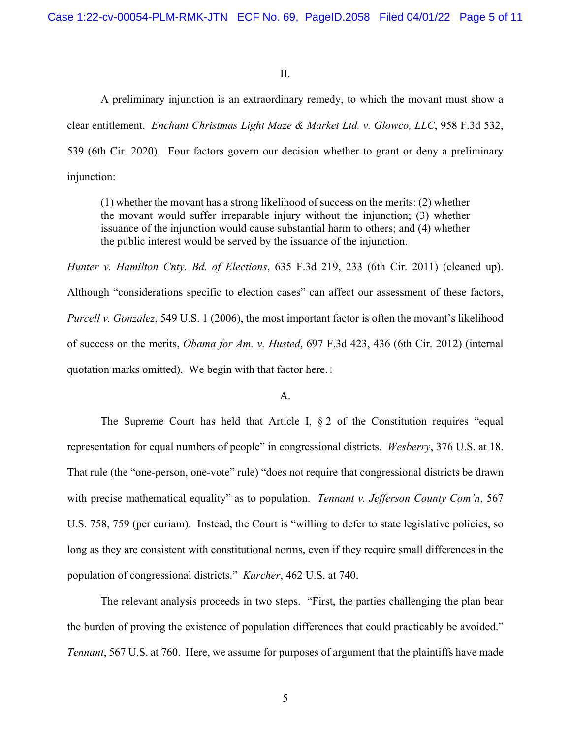II.

A preliminary injunction is an extraordinary remedy, to which the movant must show a clear entitlement. *Enchant Christmas Light Maze & Market Ltd. v. Glowco, LLC*, 958 F.3d 532, 539 (6th Cir. 2020). Four factors govern our decision whether to grant or deny a preliminary injunction:

> (1) whether the movant has a strong likelihood of success on the merits; (2) whether the movant would suffer irreparable injury without the injunction; (3) whether issuance of the injunction would cause substantial harm to others; and (4) whether the public interest would be served by the issuance of the injunction.

*Hunter v. Hamilton Cnty. Bd. of Elections*, 635 F.3d 219, 233 (6th Cir. 2011) (cleaned up). Although "considerations specific to election cases" can affect our assessment of these factors, *Purcell v. Gonzalez*, 549 U.S. 1 (2006), the most important factor is often the movant's likelihood of success on the merits, *Obama for Am. v. Husted*, 697 F.3d 423, 436 (6th Cir. 2012) (internal quotation marks omitted). We begin with that factor here.

A.

The Supreme Court has held that Article I, § 2 of the Constitution requires "equal representation for equal numbers of people" in congressional districts. *Wesberry*, 376 U.S. at 18. That rule (the "one-person, one-vote" rule) "does not require that congressional districts be drawn with precise mathematical equality" as to population. *Tennant v. Jefferson County Com'n*, 567 U.S. 758, 759 (per curiam). Instead, the Court is "willing to defer to state legislative policies, so long as they are consistent with constitutional norms, even if they require small differences in the population of congressional districts." *Karcher*, 462 U.S. at 740.

The relevant analysis proceeds in two steps. "First, the parties challenging the plan bear the burden of proving the existence of population differences that could practicably be avoided." *Tennant*, 567 U.S. at 760. Here, we assume for purposes of argument that the plaintiffs have made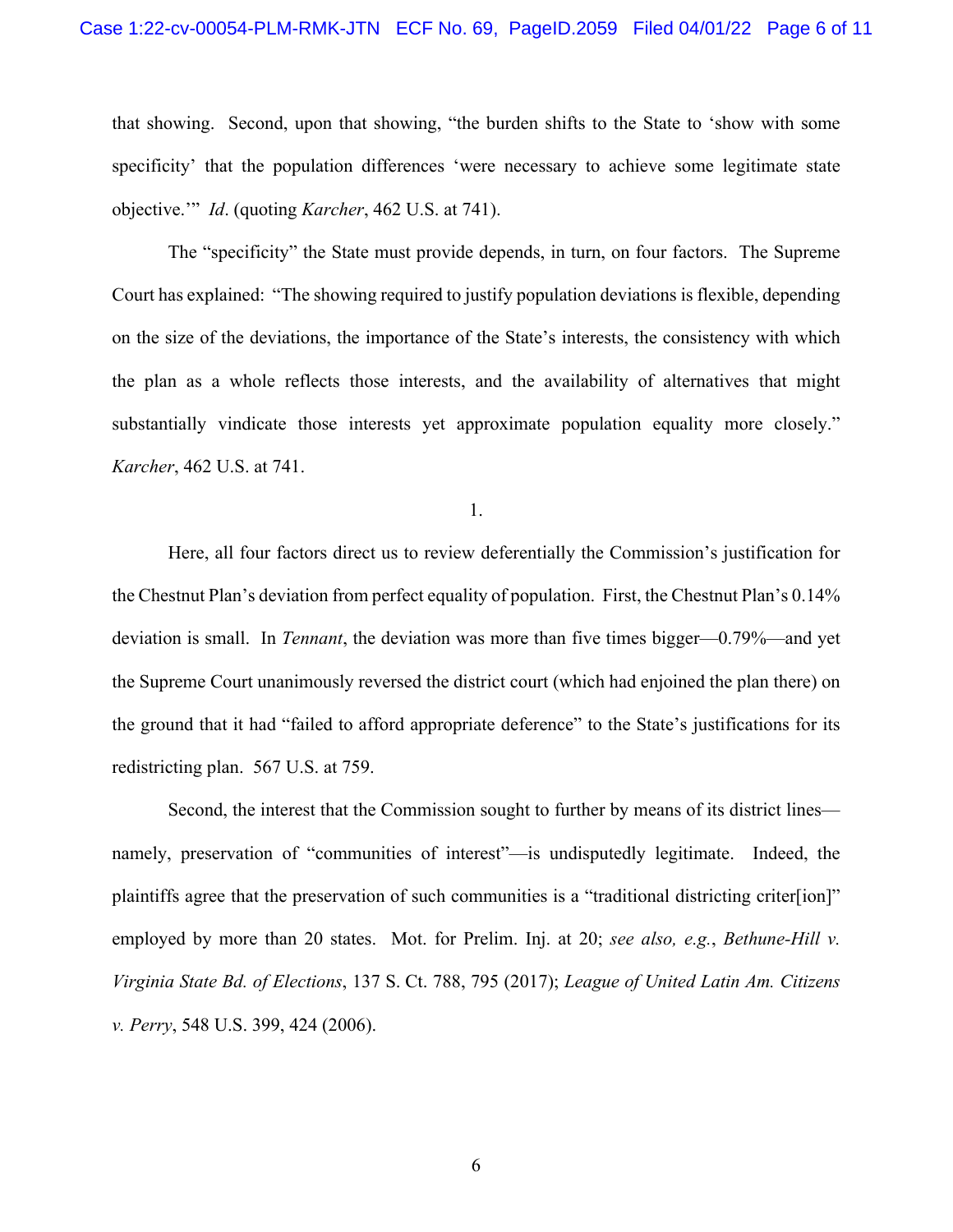that showing. Second, upon that showing, "the burden shifts to the State to 'show with some specificity' that the population differences 'were necessary to achieve some legitimate state objective.'" *Id*. (quoting *Karcher*, 462 U.S. at 741).

The "specificity" the State must provide depends, in turn, on four factors. The Supreme Court has explained: "The showing required to justify population deviations is flexible, depending on the size of the deviations, the importance of the State's interests, the consistency with which the plan as a whole reflects those interests, and the availability of alternatives that might substantially vindicate those interests yet approximate population equality more closely." *Karcher*, 462 U.S. at 741.

1.

Here, all four factors direct us to review deferentially the Commission's justification for the Chestnut Plan's deviation from perfect equality of population. First, the Chestnut Plan's 0.14% deviation is small. In *Tennant*, the deviation was more than five times bigger—0.79%—and yet the Supreme Court unanimously reversed the district court (which had enjoined the plan there) on the ground that it had "failed to afford appropriate deference" to the State's justifications for its redistricting plan. 567 U.S. at 759.

Second, the interest that the Commission sought to further by means of its district lines—namely, preservation of "communities of interest"—is undisputedly legitimate. Indeed, the plaintiffs agree that the preservation of such communities is a "traditional districting criter[ion]" employed by more than 20 states. Mot. for Prelim. Inj. at 20; *see also, e.g.*, *Bethune-Hill v. Virginia State Bd. of Elections*, 137 S. Ct. 788, 795 (2017); *League of United Latin Am. Citizens v. Perry*, 548 U.S. 399, 424 (2006).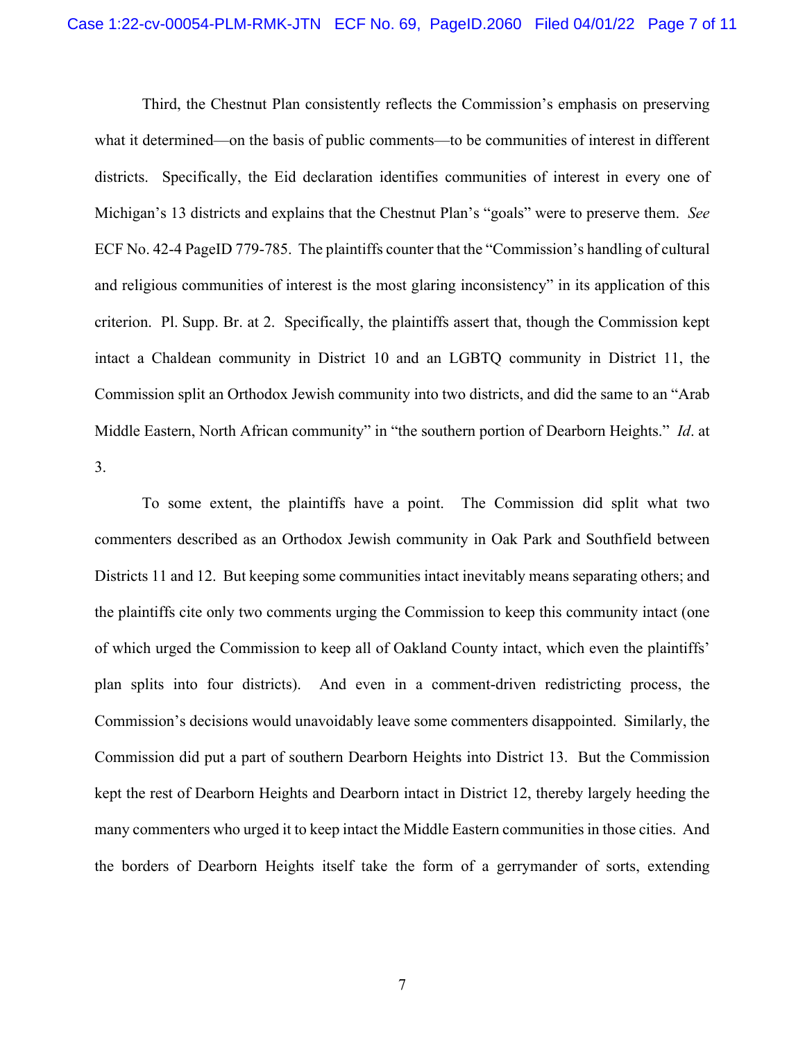Third, the Chestnut Plan consistently reflects the Commission's emphasis on preserving what it determined—on the basis of public comments—to be communities of interest in different districts. Specifically, the Eid declaration identifies communities of interest in every one of Michigan's 13 districts and explains that the Chestnut Plan's "goals" were to preserve them. *See* ECF No. 42-4 PageID 779-785. The plaintiffs counter that the "Commission's handling of cultural and religious communities of interest is the most glaring inconsistency" in its application of this criterion. Pl. Supp. Br. at 2. Specifically, the plaintiffs assert that, though the Commission kept intact a Chaldean community in District 10 and an LGBTQ community in District 11, the Commission split an Orthodox Jewish community into two districts, and did the same to an "Arab Middle Eastern, North African community" in "the southern portion of Dearborn Heights." *Id*. at 3.

To some extent, the plaintiffs have a point. The Commission did split what two commenters described as an Orthodox Jewish community in Oak Park and Southfield between Districts 11 and 12. But keeping some communities intact inevitably means separating others; and the plaintiffs cite only two comments urging the Commission to keep this community intact (one of which urged the Commission to keep all of Oakland County intact, which even the plaintiffs' plan splits into four districts). And even in a comment-driven redistricting process, the Commission's decisions would unavoidably leave some commenters disappointed. Similarly, the Commission did put a part of southern Dearborn Heights into District 13. But the Commission kept the rest of Dearborn Heights and Dearborn intact in District 12, thereby largely heeding the many commenters who urged it to keep intact the Middle Eastern communities in those cities. And the borders of Dearborn Heights itself take the form of a gerrymander of sorts, extending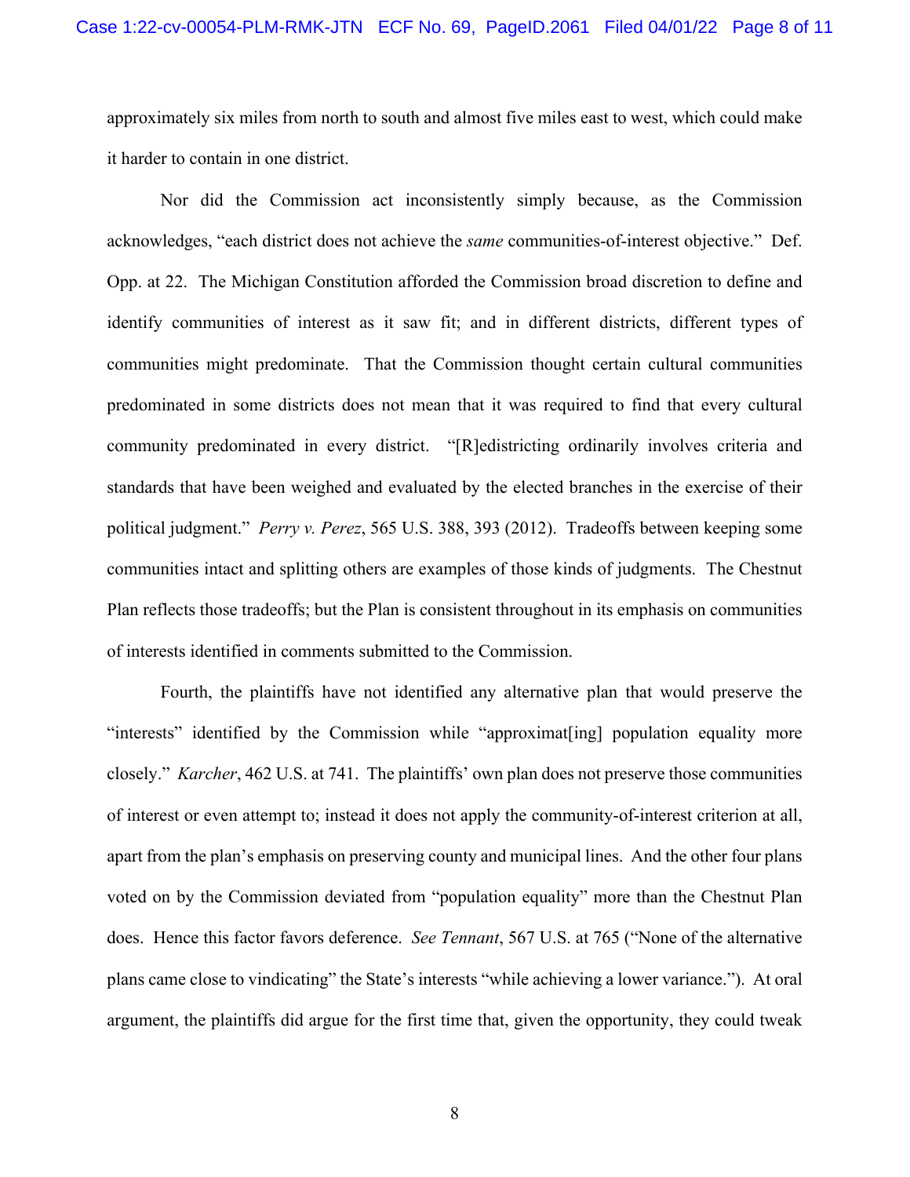approximately six miles from north to south and almost five miles east to west, which could make it harder to contain in one district.

Nor did the Commission act inconsistently simply because, as the Commission acknowledges, "each district does not achieve the *same* communities-of-interest objective." Def. Opp. at 22. The Michigan Constitution afforded the Commission broad discretion to define and identify communities of interest as it saw fit; and in different districts, different types of communities might predominate. That the Commission thought certain cultural communities predominated in some districts does not mean that it was required to find that every cultural community predominated in every district. "[R]edistricting ordinarily involves criteria and standards that have been weighed and evaluated by the elected branches in the exercise of their political judgment." *Perry v. Perez*, 565 U.S. 388, 393 (2012). Tradeoffs between keeping some communities intact and splitting others are examples of those kinds of judgments. The Chestnut Plan reflects those tradeoffs; but the Plan is consistent throughout in its emphasis on communities of interests identified in comments submitted to the Commission.

Fourth, the plaintiffs have not identified any alternative plan that would preserve the "interests" identified by the Commission while "approximat[ing] population equality more closely." *Karcher*, 462 U.S. at 741. The plaintiffs' own plan does not preserve those communities of interest or even attempt to; instead it does not apply the community-of-interest criterion at all, apart from the plan's emphasis on preserving county and municipal lines. And the other four plans voted on by the Commission deviated from "population equality" more than the Chestnut Plan does. Hence this factor favors deference. *See Tennant*, 567 U.S. at 765 ("None of the alternative plans came close to vindicating" the State's interests "while achieving a lower variance."). At oral argument, the plaintiffs did argue for the first time that, given the opportunity, they could tweak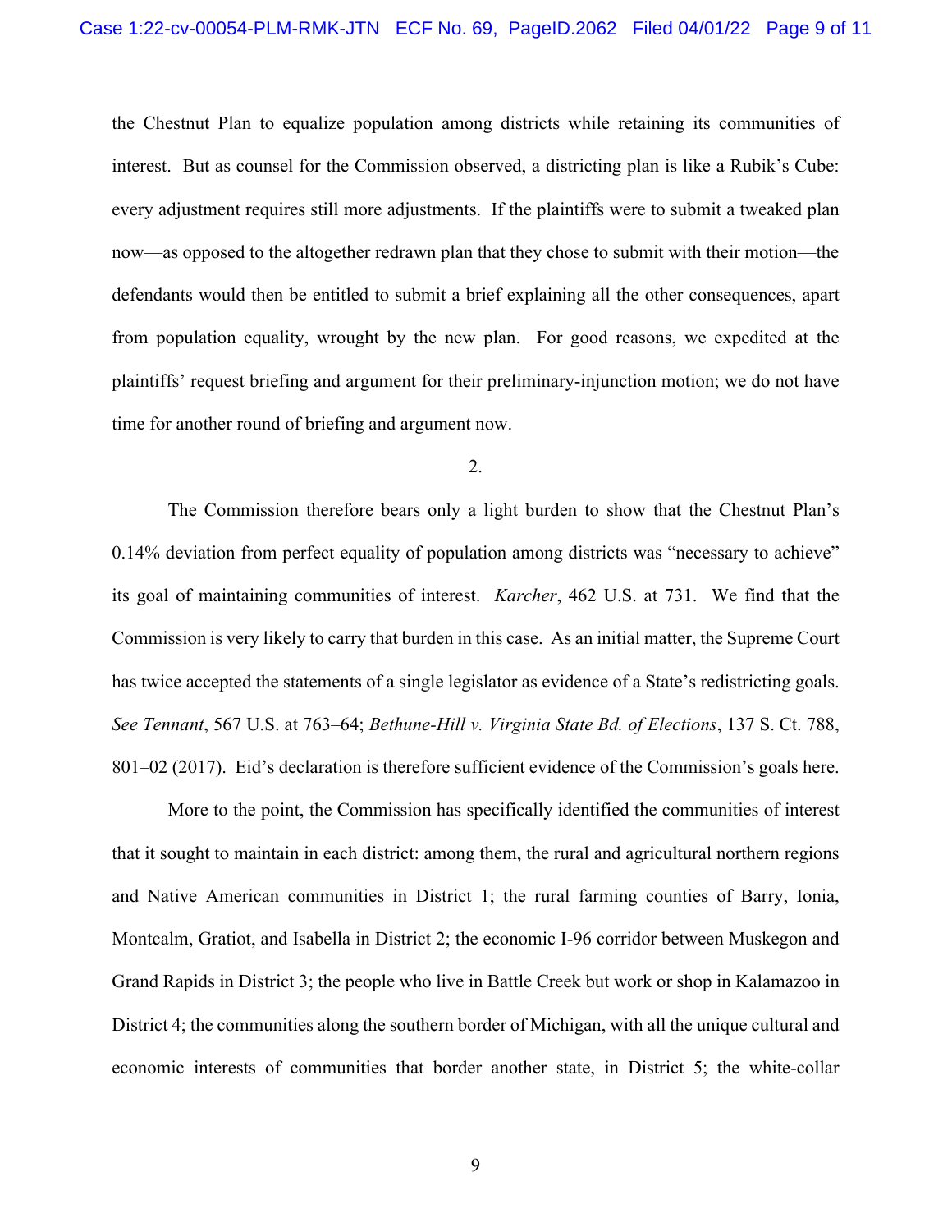the Chestnut Plan to equalize population among districts while retaining its communities of interest. But as counsel for the Commission observed, a districting plan is like a Rubik's Cube: every adjustment requires still more adjustments. If the plaintiffs were to submit a tweaked plan now—as opposed to the altogether redrawn plan that they chose to submit with their motion—the defendants would then be entitled to submit a brief explaining all the other consequences, apart from population equality, wrought by the new plan. For good reasons, we expedited at the plaintiffs' request briefing and argument for their preliminary-injunction motion; we do not have time for another round of briefing and argument now.

2.

The Commission therefore bears only a light burden to show that the Chestnut Plan's 0.14% deviation from perfect equality of population among districts was "necessary to achieve" its goal of maintaining communities of interest. *Karcher*, 462 U.S. at 731. We find that the Commission is very likely to carry that burden in this case. As an initial matter, the Supreme Court has twice accepted the statements of a single legislator as evidence of a State's redistricting goals. *See Tennant*, 567 U.S. at 763–64; *Bethune-Hill v. Virginia State Bd. of Elections*, 137 S. Ct. 788, 801–02 (2017). Eid's declaration is therefore sufficient evidence of the Commission's goals here.

More to the point, the Commission has specifically identified the communities of interest that it sought to maintain in each district: among them, the rural and agricultural northern regions and Native American communities in District 1; the rural farming counties of Barry, Ionia, Montcalm, Gratiot, and Isabella in District 2; the economic I-96 corridor between Muskegon and Grand Rapids in District 3; the people who live in Battle Creek but work or shop in Kalamazoo in District 4; the communities along the southern border of Michigan, with all the unique cultural and economic interests of communities that border another state, in District 5; the white-collar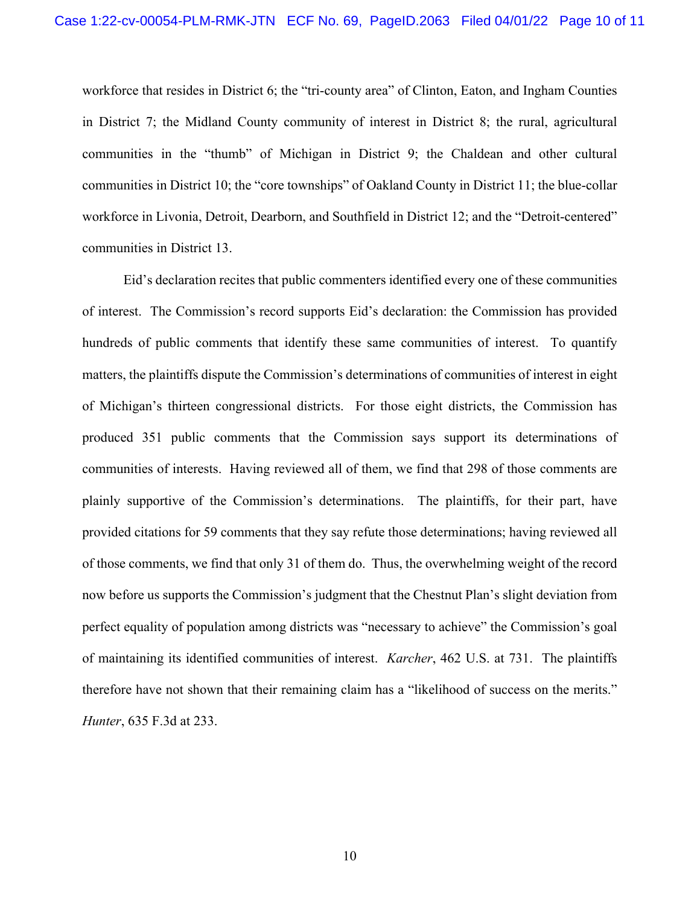workforce that resides in District 6; the "tri-county area" of Clinton, Eaton, and Ingham Counties in District 7; the Midland County community of interest in District 8; the rural, agricultural communities in the "thumb" of Michigan in District 9; the Chaldean and other cultural communities in District 10; the "core townships" of Oakland County in District 11; the blue-collar workforce in Livonia, Detroit, Dearborn, and Southfield in District 12; and the "Detroit-centered" communities in District 13.

Eid's declaration recites that public commenters identified every one of these communities of interest. The Commission's record supports Eid's declaration: the Commission has provided hundreds of public comments that identify these same communities of interest. To quantify matters, the plaintiffs dispute the Commission's determinations of communities of interest in eight of Michigan's thirteen congressional districts. For those eight districts, the Commission has produced 351 public comments that the Commission says support its determinations of communities of interests. Having reviewed all of them, we find that 298 of those comments are plainly supportive of the Commission's determinations. The plaintiffs, for their part, have provided citations for 59 comments that they say refute those determinations; having reviewed all of those comments, we find that only 31 of them do. Thus, the overwhelming weight of the record now before us supports the Commission's judgment that the Chestnut Plan's slight deviation from perfect equality of population among districts was "necessary to achieve" the Commission's goal of maintaining its identified communities of interest. *Karcher*, 462 U.S. at 731. The plaintiffs therefore have not shown that their remaining claim has a "likelihood of success on the merits." *Hunter*, 635 F.3d at 233.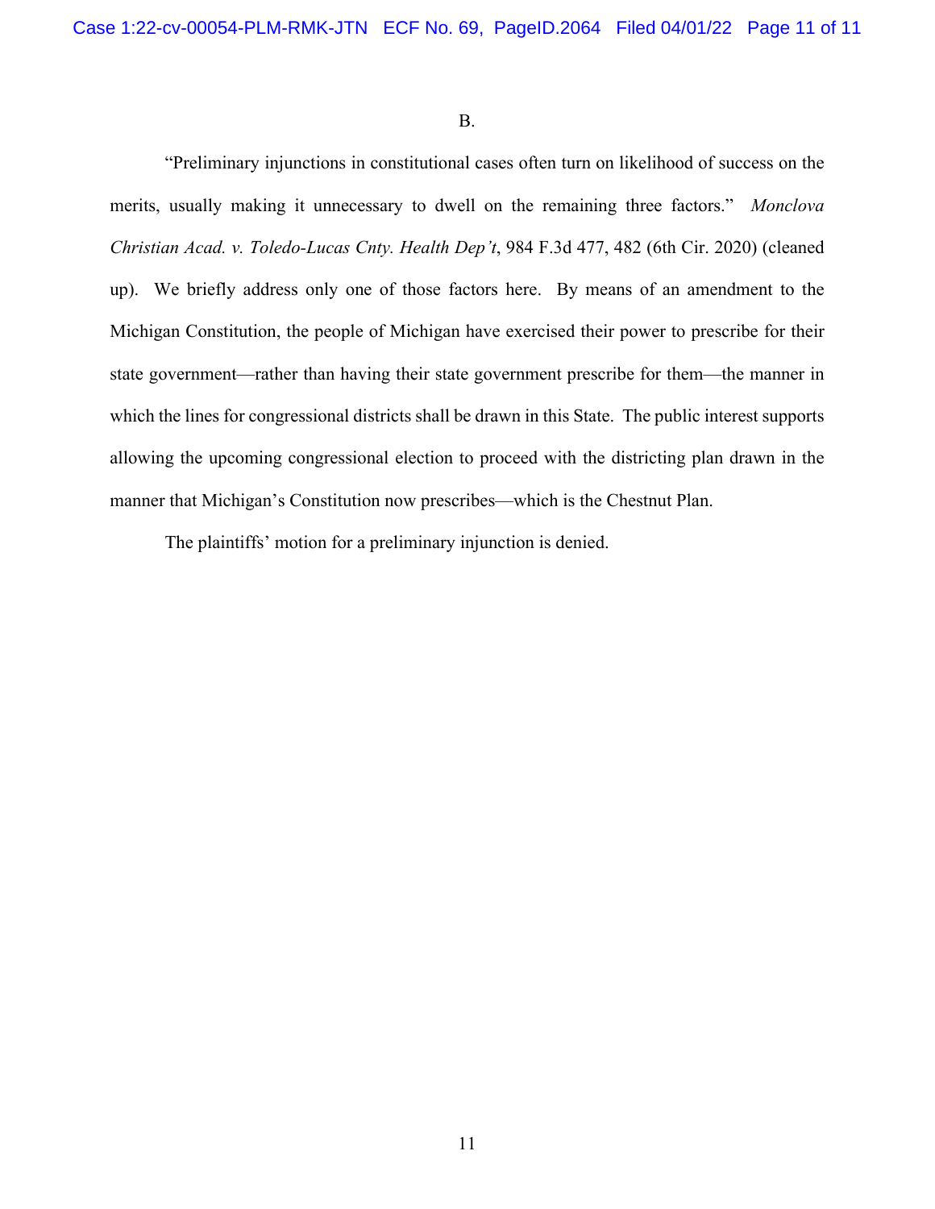B.

"Preliminary injunctions in constitutional cases often turn on likelihood of success on the merits, usually making it unnecessary to dwell on the remaining three factors." *Monclova Christian Acad. v. Toledo-Lucas Cnty. Health Dep't*, 984 F.3d 477, 482 (6th Cir. 2020) (cleaned up). We briefly address only one of those factors here. By means of an amendment to the Michigan Constitution, the people of Michigan have exercised their power to prescribe for their state government—rather than having their state government prescribe for them—the manner in which the lines for congressional districts shall be drawn in this State. The public interest supports allowing the upcoming congressional election to proceed with the districting plan drawn in the manner that Michigan's Constitution now prescribes—which is the Chestnut Plan.

The plaintiffs' motion for a preliminary injunction is denied.